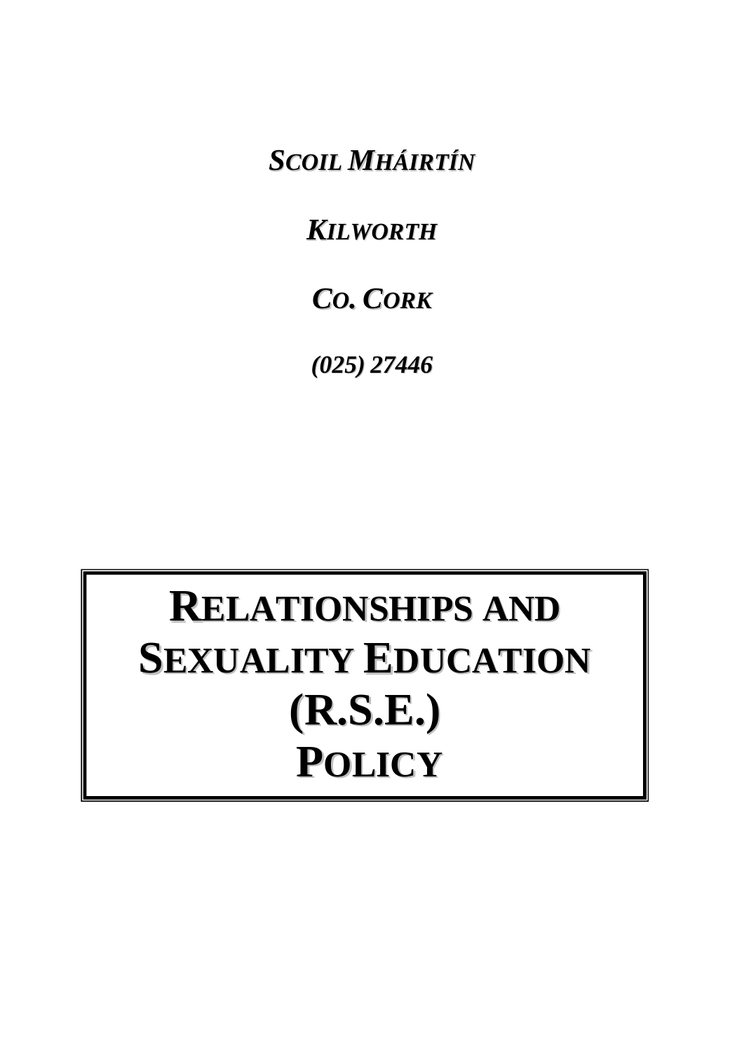***Scoil Mháirtín***

***Kilworth***

***Co. Cork***

***(025) 27446***

# Relationships and Sexuality Education (R.S.E.) Policy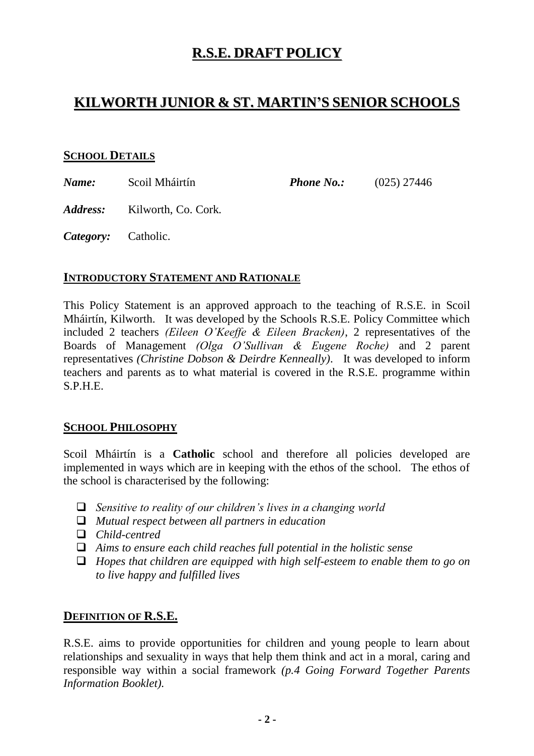# R.S.E. DRAFT POLICY

# KILWORTH JUNIOR & ST. MARTIN'S SENIOR SCHOOLS

## SCHOOL DETAILS

***Name:*** Scoil Mháirtín ***Phone No.:*** (025) 27446

***Address:*** Kilworth, Co. Cork.

***Category:*** Catholic.

## INTRODUCTORY STATEMENT AND RATIONALE

This Policy Statement is an approved approach to the teaching of R.S.E. in Scoil Mháirtín, Kilworth. It was developed by the Schools R.S.E. Policy Committee which included 2 teachers *(Eileen O'Keeffe & Eileen Bracken)*, 2 representatives of the Boards of Management *(Olga O'Sullivan & Eugene Roche)* and 2 parent representatives *(Christine Dobson & Deirdre Kenneally)*. It was developed to inform teachers and parents as to what material is covered in the R.S.E. programme within S.P.H.E.

## SCHOOL PHILOSOPHY

Scoil Mháirtín is a **Catholic** school and therefore all policies developed are implemented in ways which are in keeping with the ethos of the school. The ethos of the school is characterised by the following:

- *Sensitive to reality of our children's lives in a changing world*
- *Mutual respect between all partners in education*
- *Child-centred*
- *Aims to ensure each child reaches full potential in the holistic sense*
- *Hopes that children are equipped with high self-esteem to enable them to go on to live happy and fulfilled lives*

## DEFINITION OF R.S.E.

R.S.E. aims to provide opportunities for children and young people to learn about relationships and sexuality in ways that help them think and act in a moral, caring and responsible way within a social framework *(p.4 Going Forward Together Parents Information Booklet).*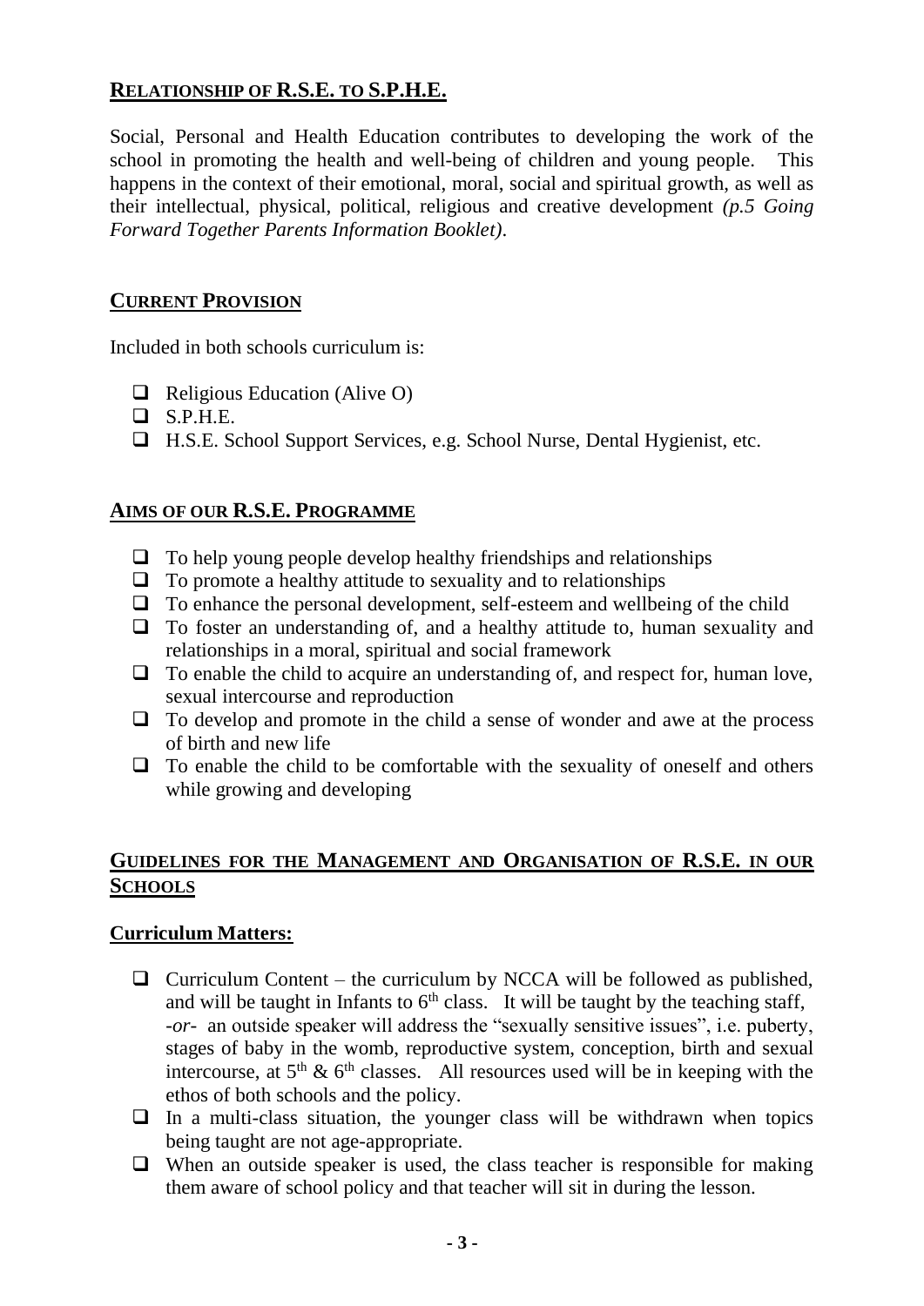## RELATIONSHIP OF R.S.E. TO S.P.H.E.

Social, Personal and Health Education contributes to developing the work of the school in promoting the health and well-being of children and young people. This happens in the context of their emotional, moral, social and spiritual growth, as well as their intellectual, physical, political, religious and creative development *(p.5 Going Forward Together Parents Information Booklet)*.

## CURRENT PROVISION

Included in both schools curriculum is:

- Religious Education (Alive O)
- S.P.H.E.
- H.S.E. School Support Services, e.g. School Nurse, Dental Hygienist, etc.

## AIMS OF OUR R.S.E. PROGRAMME

- To help young people develop healthy friendships and relationships
- To promote a healthy attitude to sexuality and to relationships
- To enhance the personal development, self-esteem and wellbeing of the child
- To foster an understanding of, and a healthy attitude to, human sexuality and relationships in a moral, spiritual and social framework
- To enable the child to acquire an understanding of, and respect for, human love, sexual intercourse and reproduction
- To develop and promote in the child a sense of wonder and awe at the process of birth and new life
- To enable the child to be comfortable with the sexuality of oneself and others while growing and developing

## GUIDELINES FOR THE MANAGEMENT AND ORGANISATION OF R.S.E. IN OUR SCHOOLS

### Curriculum Matters:

- Curriculum Content – the curriculum by NCCA will be followed as published, and will be taught in Infants to 6th class. It will be taught by the teaching staff, -*or*- an outside speaker will address the "sexually sensitive issues", i.e. puberty, stages of baby in the womb, reproductive system, conception, birth and sexual intercourse, at 5th & 6th classes. All resources used will be in keeping with the ethos of both schools and the policy.
- In a multi-class situation, the younger class will be withdrawn when topics being taught are not age-appropriate.
- When an outside speaker is used, the class teacher is responsible for making them aware of school policy and that teacher will sit in during the lesson.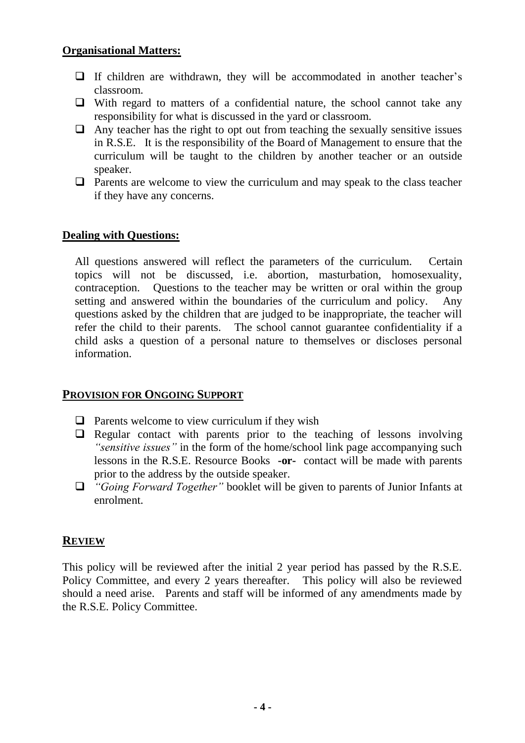## **Organisational Matters:**

- If children are withdrawn, they will be accommodated in another teacher's classroom.
- With regard to matters of a confidential nature, the school cannot take any responsibility for what is discussed in the yard or classroom.
- Any teacher has the right to opt out from teaching the sexually sensitive issues in R.S.E. It is the responsibility of the Board of Management to ensure that the curriculum will be taught to the children by another teacher or an outside speaker.
- Parents are welcome to view the curriculum and may speak to the class teacher if they have any concerns.

## **Dealing with Questions:**

All questions answered will reflect the parameters of the curriculum. Certain topics will not be discussed, i.e. abortion, masturbation, homosexuality, contraception. Questions to the teacher may be written or oral within the group setting and answered within the boundaries of the curriculum and policy. Any questions asked by the children that are judged to be inappropriate, the teacher will refer the child to their parents. The school cannot guarantee confidentiality if a child asks a question of a personal nature to themselves or discloses personal information.

## **PROVISION FOR ONGOING SUPPORT**

- Parents welcome to view curriculum if they wish
- Regular contact with parents prior to the teaching of lessons involving *"sensitive issues"* in the form of the home/school link page accompanying such lessons in the R.S.E. Resource Books **-or-** contact will be made with parents prior to the address by the outside speaker.
- *"Going Forward Together"* booklet will be given to parents of Junior Infants at enrolment.

## **REVIEW**

This policy will be reviewed after the initial 2 year period has passed by the R.S.E. Policy Committee, and every 2 years thereafter. This policy will also be reviewed should a need arise. Parents and staff will be informed of any amendments made by the R.S.E. Policy Committee.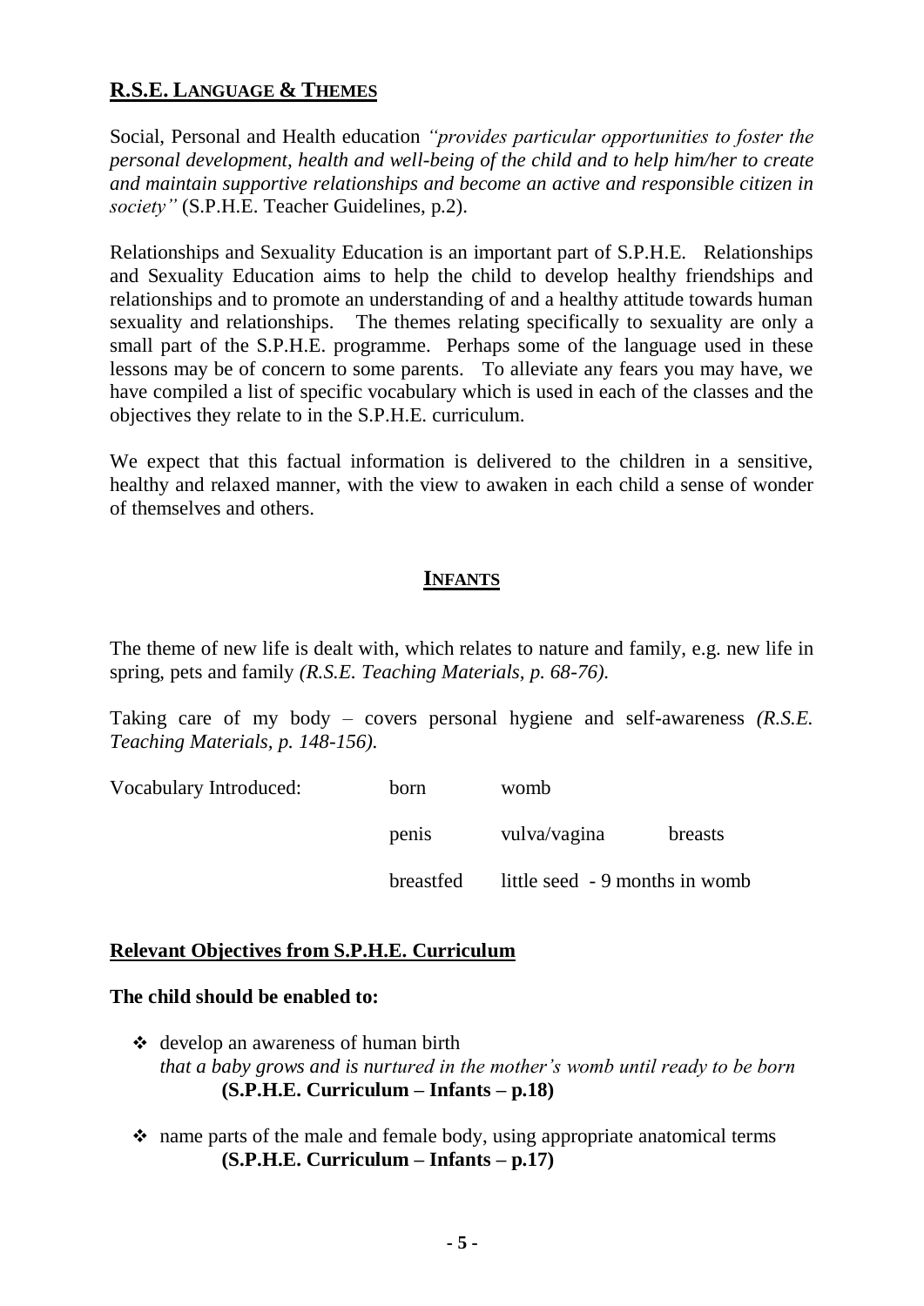## R.S.E. LANGUAGE & THEMES

Social, Personal and Health education *"provides particular opportunities to foster the personal development, health and well-being of the child and to help him/her to create and maintain supportive relationships and become an active and responsible citizen in society"* (S.P.H.E. Teacher Guidelines, p.2).

Relationships and Sexuality Education is an important part of S.P.H.E. Relationships and Sexuality Education aims to help the child to develop healthy friendships and relationships and to promote an understanding of and a healthy attitude towards human sexuality and relationships. The themes relating specifically to sexuality are only a small part of the S.P.H.E. programme. Perhaps some of the language used in these lessons may be of concern to some parents. To alleviate any fears you may have, we have compiled a list of specific vocabulary which is used in each of the classes and the objectives they relate to in the S.P.H.E. curriculum.

We expect that this factual information is delivered to the children in a sensitive, healthy and relaxed manner, with the view to awaken in each child a sense of wonder of themselves and others.

### INFANTS

The theme of new life is dealt with, which relates to nature and family, e.g. new life in spring, pets and family *(R.S.E. Teaching Materials, p. 68-76).*

Taking care of my body – covers personal hygiene and self-awareness *(R.S.E. Teaching Materials, p. 148-156).*

| Vocabulary Introduced: | born | womb | |
|---|---|---|---|
| | penis | vulva/vagina | breasts |
| | breastfed | little seed - 9 months in womb | |

**Relevant Objectives from S.P.H.E. Curriculum**

**The child should be enabled to:**

- develop an awareness of human birth
  *that a baby grows and is nurtured in the mother's womb until ready to be born*
  **(S.P.H.E. Curriculum – Infants – p.18)**
- name parts of the male and female body, using appropriate anatomical terms
  **(S.P.H.E. Curriculum – Infants – p.17)**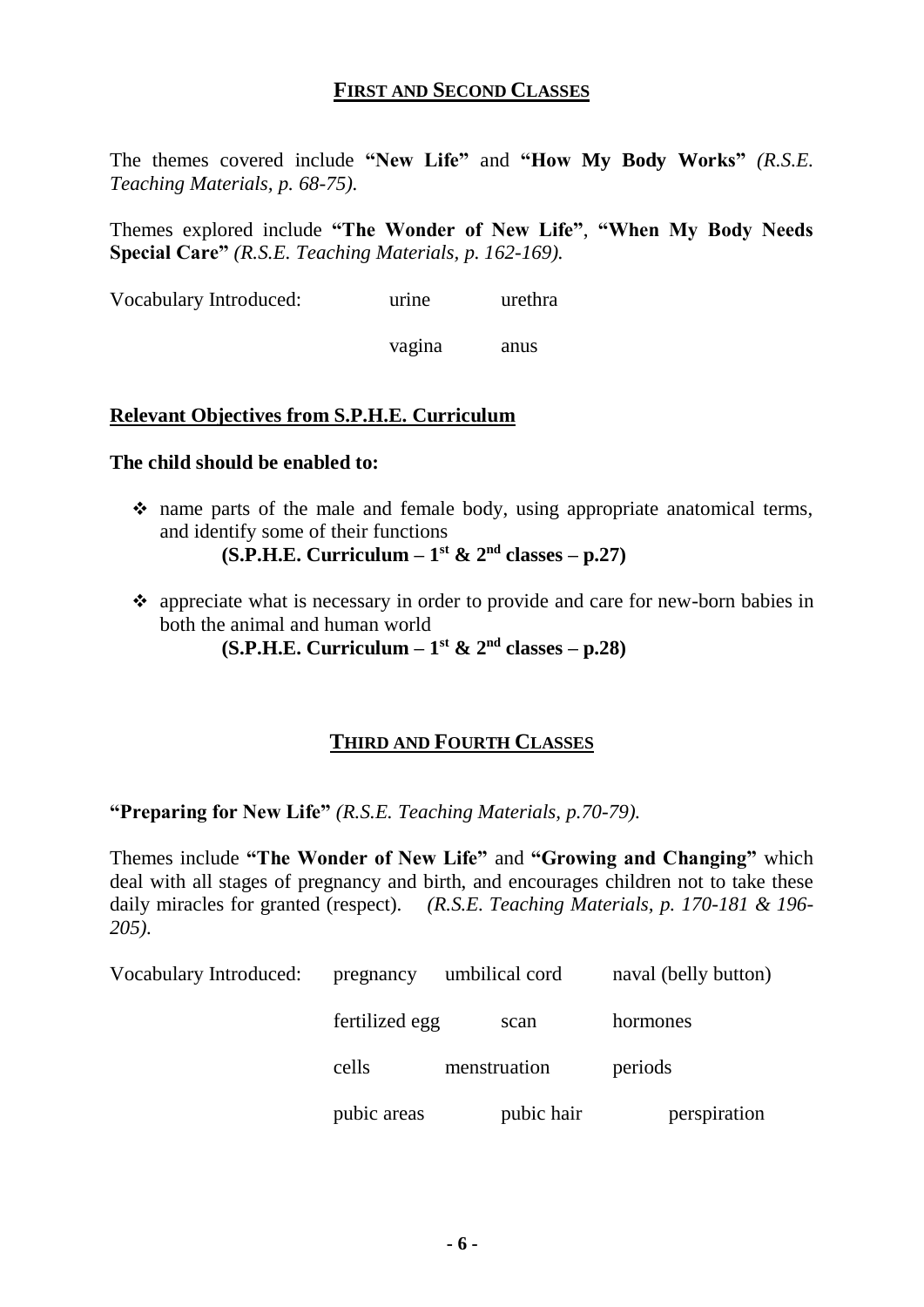## FIRST AND SECOND CLASSES

The themes covered include **"New Life"** and **"How My Body Works"** *(R.S.E. Teaching Materials, p. 68-75).*

Themes explored include **"The Wonder of New Life"**, **"When My Body Needs Special Care"** *(R.S.E. Teaching Materials, p. 162-169).*

| Vocabulary Introduced: | urine | urethra |
|---|---|---|
| | vagina | anus |

### Relevant Objectives from S.P.H.E. Curriculum

**The child should be enabled to:**

- name parts of the male and female body, using appropriate anatomical terms, and identify some of their functions
  **(S.P.H.E. Curriculum – 1st & 2nd classes – p.27)**
- appreciate what is necessary in order to provide and care for new-born babies in both the animal and human world
  **(S.P.H.E. Curriculum – 1st & 2nd classes – p.28)**

## THIRD AND FOURTH CLASSES

**"Preparing for New Life"** *(R.S.E. Teaching Materials, p.70-79).*

Themes include **"The Wonder of New Life"** and **"Growing and Changing"** which deal with all stages of pregnancy and birth, and encourages children not to take these daily miracles for granted (respect). *(R.S.E. Teaching Materials, p. 170-181 & 196-205).*

| Vocabulary Introduced: | pregnancy | umbilical cord | naval (belly button) |
|---|---|---|---|
| | fertilized egg | scan | hormones |
| | cells | menstruation | periods |
| | pubic areas | pubic hair | perspiration |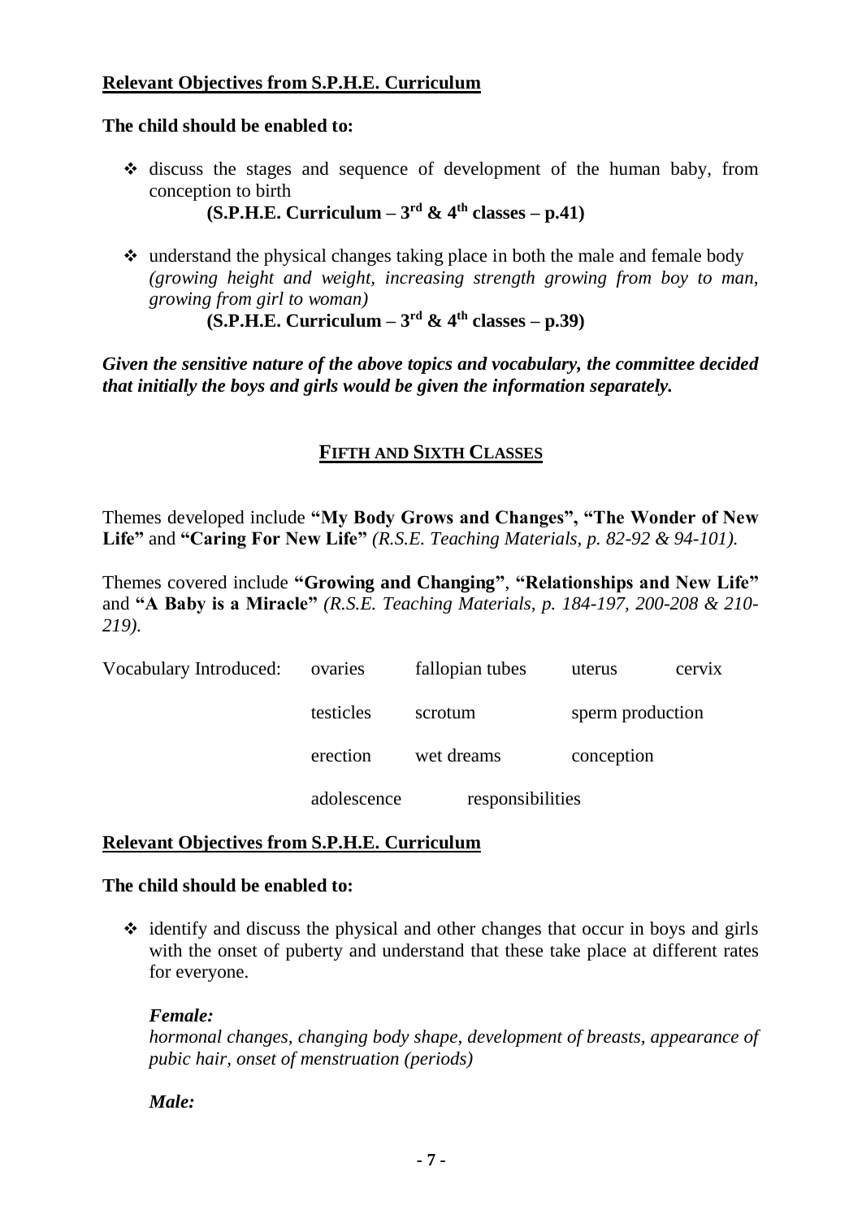## Relevant Objectives from S.P.H.E. Curriculum

**The child should be enabled to:**

- discuss the stages and sequence of development of the human baby, from conception to birth

  **(S.P.H.E. Curriculum – $3^{rd}$ & $4^{th}$ classes – p.41)**

- understand the physical changes taking place in both the male and female body *(growing height and weight, increasing strength growing from boy to man, growing from girl to woman)*

  **(S.P.H.E. Curriculum – $3^{rd}$ & $4^{th}$ classes – p.39)**

***Given the sensitive nature of the above topics and vocabulary, the committee decided that initially the boys and girls would be given the information separately.***

## FIFTH AND SIXTH CLASSES

Themes developed include **"My Body Grows and Changes", "The Wonder of New Life"** and **"Caring For New Life"** *(R.S.E. Teaching Materials, p. 82-92 & 94-101).*

Themes covered include **"Growing and Changing"**, **"Relationships and New Life"** and **"A Baby is a Miracle"** *(R.S.E. Teaching Materials, p. 184-197, 200-208 & 210-219).*

| Vocabulary Introduced: | ovaries | fallopian tubes | uterus | cervix |
|---|---|---|---|---|
| | testicles | scrotum | sperm production | |
| | erection | wet dreams | conception | |
| | adolescence | responsibilities | | |

## Relevant Objectives from S.P.H.E. Curriculum

**The child should be enabled to:**

- identify and discuss the physical and other changes that occur in boys and girls with the onset of puberty and understand that these take place at different rates for everyone.

  ***Female:***
  *hormonal changes, changing body shape, development of breasts, appearance of pubic hair, onset of menstruation (periods)*

  ***Male:***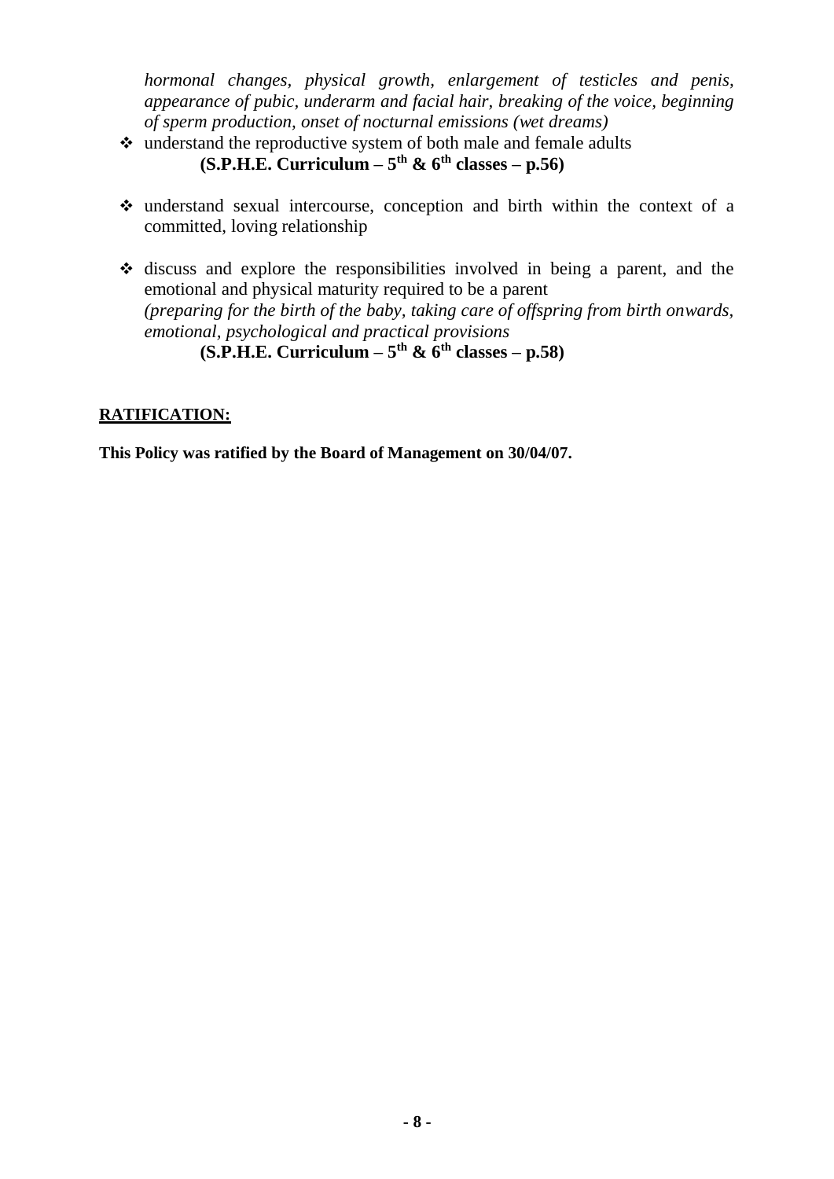*hormonal changes, physical growth, enlargement of testicles and penis, appearance of pubic, underarm and facial hair, breaking of the voice, beginning of sperm production, onset of nocturnal emissions (wet dreams)*

- understand the reproductive system of both male and female adults
  **(S.P.H.E. Curriculum – 5th & 6th classes – p.56)**

- understand sexual intercourse, conception and birth within the context of a committed, loving relationship

- discuss and explore the responsibilities involved in being a parent, and the emotional and physical maturity required to be a parent
  *(preparing for the birth of the baby, taking care of offspring from birth onwards, emotional, psychological and practical provisions*
  **(S.P.H.E. Curriculum – 5th & 6th classes – p.58)**

**RATIFICATION:**

**This Policy was ratified by the Board of Management on 30/04/07.**